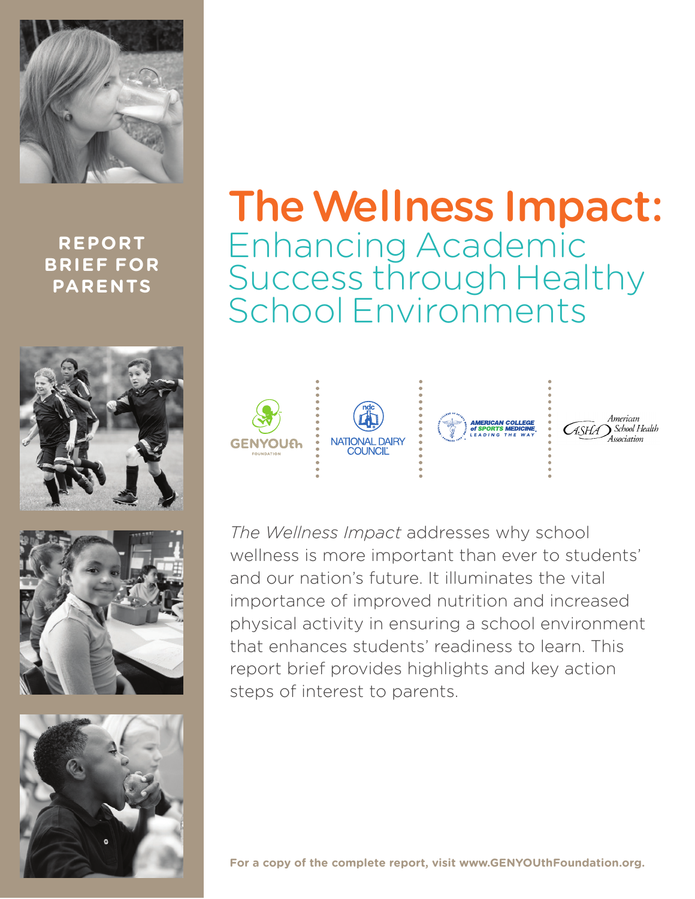REPORT BRIEF FOR PARENTS

# The Wellness Impact:

## Enhancing Academic Success through Healthy School Environments

GENYOUth FOUNDATION | NATIONAL DAIRY COUNCIL | AMERICAN COLLEGE of SPORTS MEDICINE LEADING THE WAY | ASHA American School Health Association

*The Wellness Impact* addresses why school wellness is more important than ever to students' and our nation's future. It illuminates the vital importance of improved nutrition and increased physical activity in ensuring a school environment that enhances students' readiness to learn. This report brief provides highlights and key action steps of interest to parents.

**For a copy of the complete report, visit www.GENYOUthFoundation.org.**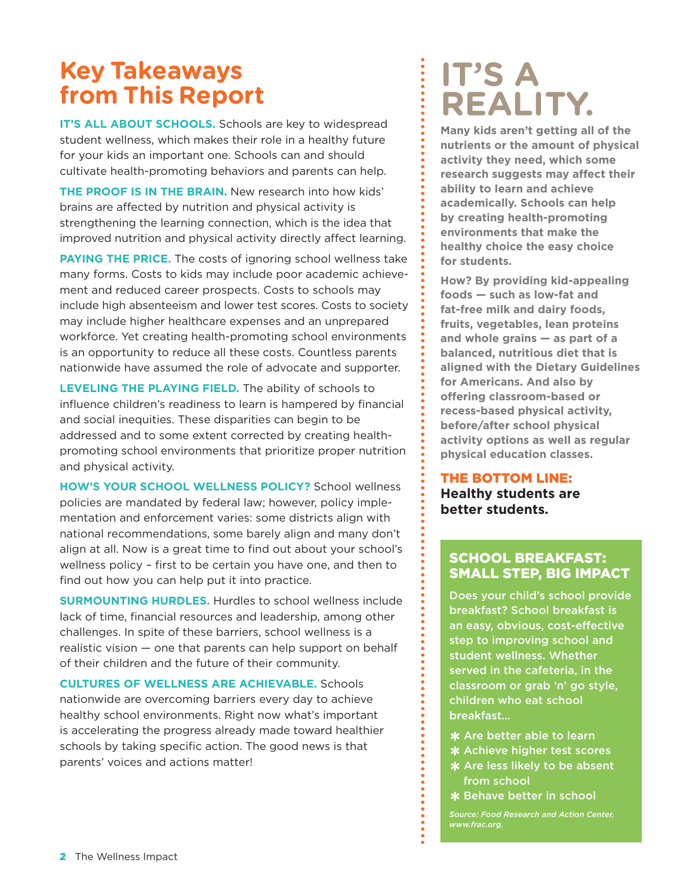# Key Takeaways from This Report

**IT'S ALL ABOUT SCHOOLS.** Schools are key to widespread student wellness, which makes their role in a healthy future for your kids an important one. Schools can and should cultivate health-promoting behaviors and parents can help.

**THE PROOF IS IN THE BRAIN.** New research into how kids' brains are affected by nutrition and physical activity is strengthening the learning connection, which is the idea that improved nutrition and physical activity directly affect learning.

**PAYING THE PRICE.** The costs of ignoring school wellness take many forms. Costs to kids may include poor academic achievement and reduced career prospects. Costs to schools may include high absenteeism and lower test scores. Costs to society may include higher healthcare expenses and an unprepared workforce. Yet creating health-promoting school environments is an opportunity to reduce all these costs. Countless parents nationwide have assumed the role of advocate and supporter.

**LEVELING THE PLAYING FIELD.** The ability of schools to influence children's readiness to learn is hampered by financial and social inequities. These disparities can begin to be addressed and to some extent corrected by creating health-promoting school environments that prioritize proper nutrition and physical activity.

**HOW'S YOUR SCHOOL WELLNESS POLICY?** School wellness policies are mandated by federal law; however, policy implementation and enforcement varies: some districts align with national recommendations, some barely align and many don't align at all. Now is a great time to find out about your school's wellness policy – first to be certain you have one, and then to find out how you can help put it into practice.

**SURMOUNTING HURDLES.** Hurdles to school wellness include lack of time, financial resources and leadership, among other challenges. In spite of these barriers, school wellness is a realistic vision — one that parents can help support on behalf of their children and the future of their community.

**CULTURES OF WELLNESS ARE ACHIEVABLE.** Schools nationwide are overcoming barriers every day to achieve healthy school environments. Right now what's important is accelerating the progress already made toward healthier schools by taking specific action. The good news is that parents' voices and actions matter!

# IT'S A REALITY.

**Many kids aren't getting all of the nutrients or the amount of physical activity they need, which some research suggests may affect their ability to learn and achieve academically. Schools can help by creating health-promoting environments that make the healthy choice the easy choice for students.**

**How? By providing kid-appealing foods — such as low-fat and fat-free milk and dairy foods, fruits, vegetables, lean proteins and whole grains — as part of a balanced, nutritious diet that is aligned with the Dietary Guidelines for Americans. And also by offering classroom-based or recess-based physical activity, before/after school physical activity options as well as regular physical education classes.**

**THE BOTTOM LINE:**
**Healthy students are better students.**

## SCHOOL BREAKFAST: SMALL STEP, BIG IMPACT

Does your child's school provide breakfast? School breakfast is an easy, obvious, cost-effective step to improving school and student wellness. Whether served in the cafeteria, in the classroom or grab 'n' go style, children who eat school breakfast...

- Are better able to learn
- Achieve higher test scores
- Are less likely to be absent from school
- Behave better in school

*Source: Food Research and Action Center, www.frac.org.*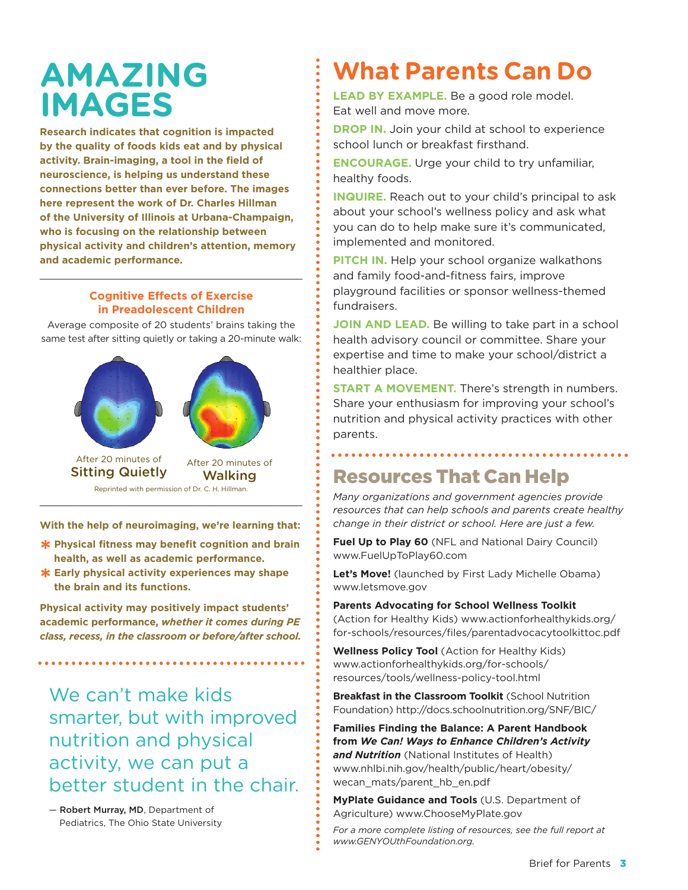# AMAZING IMAGES

**Research indicates that cognition is impacted by the quality of foods kids eat and by physical activity. Brain-imaging, a tool in the field of neuroscience, is helping us understand these connections better than ever before. The images here represent the work of Dr. Charles Hillman of the University of Illinois at Urbana-Champaign, who is focusing on the relationship between physical activity and children's attention, memory and academic performance.**

### Cognitive Effects of Exercise in Preadolescent Children

Average composite of 20 students' brains taking the same test after sitting quietly or taking a 20-minute walk:

After 20 minutes of **Sitting Quietly**

After 20 minutes of **Walking**

Reprinted with permission of Dr. C. H. Hillman.

**With the help of neuroimaging, we're learning that:**

- **Physical fitness may benefit cognition and brain health, as well as academic performance.**
- **Early physical activity experiences may shape the brain and its functions.**

**Physical activity may positively impact students' academic performance, *whether it comes during PE class, recess, in the classroom or before/after school.***

> We can't make kids smarter, but with improved nutrition and physical activity, we can put a better student in the chair.
>
> — **Robert Murray, MD**, Department of Pediatrics, The Ohio State University

# What Parents Can Do

**LEAD BY EXAMPLE.** Be a good role model. Eat well and move more.

**DROP IN.** Join your child at school to experience school lunch or breakfast firsthand.

**ENCOURAGE.** Urge your child to try unfamiliar, healthy foods.

**INQUIRE.** Reach out to your child's principal to ask about your school's wellness policy and ask what you can do to help make sure it's communicated, implemented and monitored.

**PITCH IN.** Help your school organize walkathons and family food-and-fitness fairs, improve playground facilities or sponsor wellness-themed fundraisers.

**JOIN AND LEAD.** Be willing to take part in a school health advisory council or committee. Share your expertise and time to make your school/district a healthier place.

**START A MOVEMENT.** There's strength in numbers. Share your enthusiasm for improving your school's nutrition and physical activity practices with other parents.

## Resources That Can Help

*Many organizations and government agencies provide resources that can help schools and parents create healthy change in their district or school. Here are just a few.*

**Fuel Up to Play 60** (NFL and National Dairy Council) www.FuelUpToPlay60.com

**Let's Move!** (launched by First Lady Michelle Obama) www.letsmove.gov

**Parents Advocating for School Wellness Toolkit** (Action for Healthy Kids) www.actionforhealthykids.org/for-schools/resources/files/parentadvocacytoolkittoc.pdf

**Wellness Policy Tool** (Action for Healthy Kids) www.actionforhealthykids.org/for-schools/resources/tools/wellness-policy-tool.html

**Breakfast in the Classroom Toolkit** (School Nutrition Foundation) http://docs.schoolnutrition.org/SNF/BIC/

**Families Finding the Balance: A Parent Handbook from *We Can! Ways to Enhance Children's Activity and Nutrition*** (National Institutes of Health) www.nhlbi.nih.gov/health/public/heart/obesity/wecan_mats/parent_hb_en.pdf

**MyPlate Guidance and Tools** (U.S. Department of Agriculture) www.ChooseMyPlate.gov

*For a more complete listing of resources, see the full report at www.GENYOUthFoundation.org.*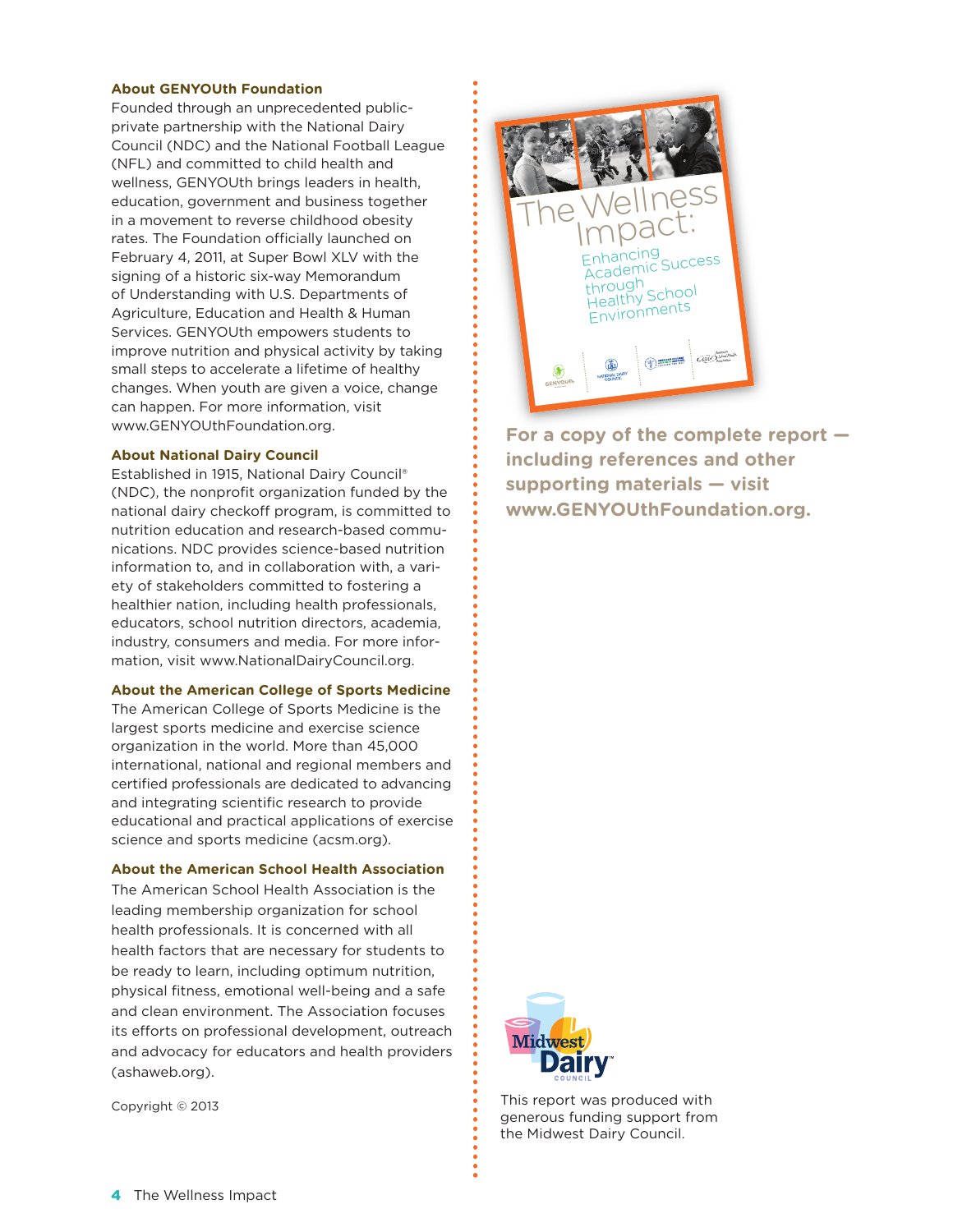### About GENYOUth Foundation

Founded through an unprecedented public-private partnership with the National Dairy Council (NDC) and the National Football League (NFL) and committed to child health and wellness, GENYOUth brings leaders in health, education, government and business together in a movement to reverse childhood obesity rates. The Foundation officially launched on February 4, 2011, at Super Bowl XLV with the signing of a historic six-way Memorandum of Understanding with U.S. Departments of Agriculture, Education and Health & Human Services. GENYOUth empowers students to improve nutrition and physical activity by taking small steps to accelerate a lifetime of healthy changes. When youth are given a voice, change can happen. For more information, visit www.GENYOUthFoundation.org.

### About National Dairy Council

Established in 1915, National Dairy Council® (NDC), the nonprofit organization funded by the national dairy checkoff program, is committed to nutrition education and research-based communications. NDC provides science-based nutrition information to, and in collaboration with, a variety of stakeholders committed to fostering a healthier nation, including health professionals, educators, school nutrition directors, academia, industry, consumers and media. For more information, visit www.NationalDairyCouncil.org.

### About the American College of Sports Medicine

The American College of Sports Medicine is the largest sports medicine and exercise science organization in the world. More than 45,000 international, national and regional members and certified professionals are dedicated to advancing and integrating scientific research to provide educational and practical applications of exercise science and sports medicine (acsm.org).

### About the American School Health Association

The American School Health Association is the leading membership organization for school health professionals. It is concerned with all health factors that are necessary for students to be ready to learn, including optimum nutrition, physical fitness, emotional well-being and a safe and clean environment. The Association focuses its efforts on professional development, outreach and advocacy for educators and health providers (ashaweb.org).

Copyright © 2013

**For a copy of the complete report — including references and other supporting materials — visit www.GENYOUthFoundation.org.**

This report was produced with generous funding support from the Midwest Dairy Council.